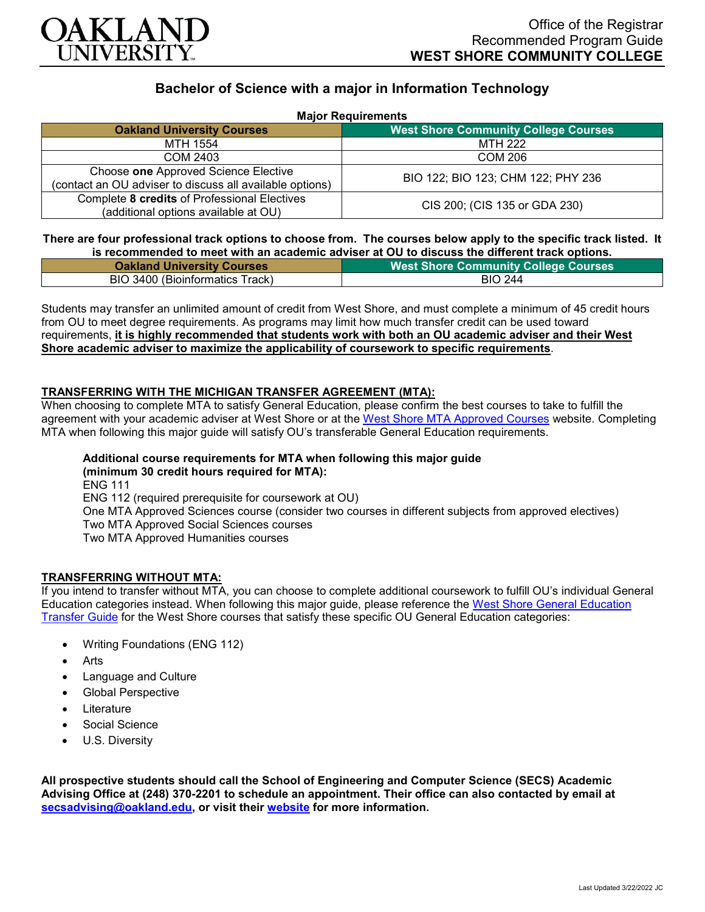OAKLAND UNIVERSITY

Office of the Registrar
Recommended Program Guide
**WEST SHORE COMMUNITY COLLEGE**

## Bachelor of Science with a major in Information Technology

**Major Requirements**

| Oakland University Courses | West Shore Community College Courses |
|---|---|
| MTH 1554 | MTH 222 |
| COM 2403 | COM 206 |
| Choose **one** Approved Science Elective (contact an OU adviser to discuss all available options) | BIO 122; BIO 123; CHM 122; PHY 236 |
| Complete **8 credits** of Professional Electives (additional options available at OU) | CIS 200; (CIS 135 or GDA 230) |

**There are four professional track options to choose from. The courses below apply to the specific track listed. It is recommended to meet with an academic adviser at OU to discuss the different track options.**

| Oakland University Courses | West Shore Community College Courses |
|---|---|
| BIO 3400 (Bioinformatics Track) | BIO 244 |

Students may transfer an unlimited amount of credit from West Shore, and must complete a minimum of 45 credit hours from OU to meet degree requirements. As programs may limit how much transfer credit can be used toward requirements, **it is highly recommended that students work with both an OU academic adviser and their West Shore academic adviser to maximize the applicability of coursework to specific requirements**.

### TRANSFERRING WITH THE MICHIGAN TRANSFER AGREEMENT (MTA):

When choosing to complete MTA to satisfy General Education, please confirm the best courses to take to fulfill the agreement with your academic adviser at West Shore or at the West Shore MTA Approved Courses website. Completing MTA when following this major guide will satisfy OU's transferable General Education requirements.

**Additional course requirements for MTA when following this major guide (minimum 30 credit hours required for MTA):**
ENG 111
ENG 112 (required prerequisite for coursework at OU)
One MTA Approved Sciences course (consider two courses in different subjects from approved electives)
Two MTA Approved Social Sciences courses
Two MTA Approved Humanities courses

### TRANSFERRING WITHOUT MTA:

If you intend to transfer without MTA, you can choose to complete additional coursework to fulfill OU's individual General Education categories instead. When following this major guide, please reference the West Shore General Education Transfer Guide for the West Shore courses that satisfy these specific OU General Education categories:

- Writing Foundations (ENG 112)
- Arts
- Language and Culture
- Global Perspective
- Literature
- Social Science
- U.S. Diversity

**All prospective students should call the School of Engineering and Computer Science (SECS) Academic Advising Office at (248) 370-2201 to schedule an appointment. Their office can also contacted by email at secsadvising@oakland.edu, or visit their website for more information.**

Last Updated 3/22/2022 JC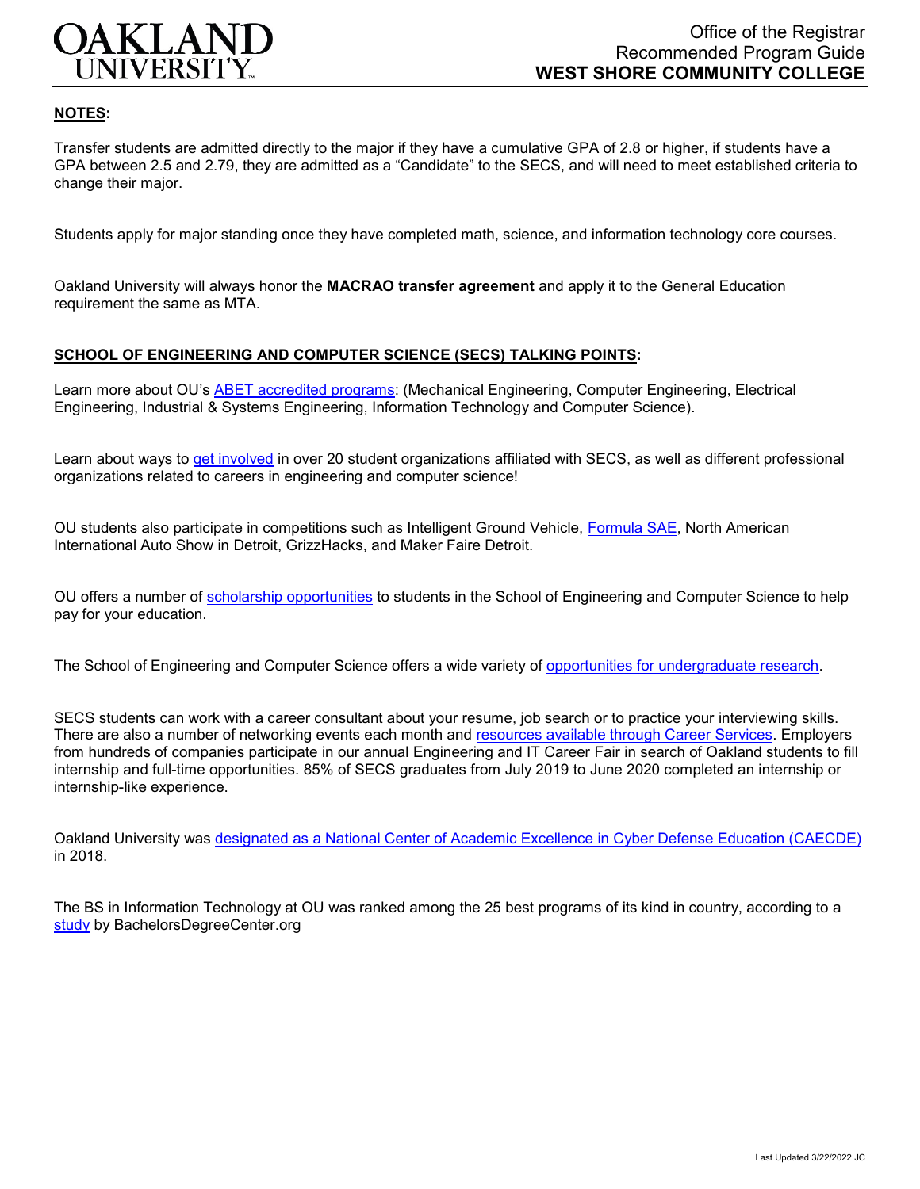**NOTES:**

Transfer students are admitted directly to the major if they have a cumulative GPA of 2.8 or higher, if students have a GPA between 2.5 and 2.79, they are admitted as a "Candidate" to the SECS, and will need to meet established criteria to change their major.

Students apply for major standing once they have completed math, science, and information technology core courses.

Oakland University will always honor the **MACRAO transfer agreement** and apply it to the General Education requirement the same as MTA.

**SCHOOL OF ENGINEERING AND COMPUTER SCIENCE (SECS) TALKING POINTS:**

Learn more about OU's ABET accredited programs: (Mechanical Engineering, Computer Engineering, Electrical Engineering, Industrial & Systems Engineering, Information Technology and Computer Science).

Learn about ways to get involved in over 20 student organizations affiliated with SECS, as well as different professional organizations related to careers in engineering and computer science!

OU students also participate in competitions such as Intelligent Ground Vehicle, Formula SAE, North American International Auto Show in Detroit, GrizzHacks, and Maker Faire Detroit.

OU offers a number of scholarship opportunities to students in the School of Engineering and Computer Science to help pay for your education.

The School of Engineering and Computer Science offers a wide variety of opportunities for undergraduate research.

SECS students can work with a career consultant about your resume, job search or to practice your interviewing skills. There are also a number of networking events each month and resources available through Career Services. Employers from hundreds of companies participate in our annual Engineering and IT Career Fair in search of Oakland students to fill internship and full-time opportunities. 85% of SECS graduates from July 2019 to June 2020 completed an internship or internship-like experience.

Oakland University was designated as a National Center of Academic Excellence in Cyber Defense Education (CAECDE) in 2018.

The BS in Information Technology at OU was ranked among the 25 best programs of its kind in country, according to a study by BachelorsDegreeCenter.org